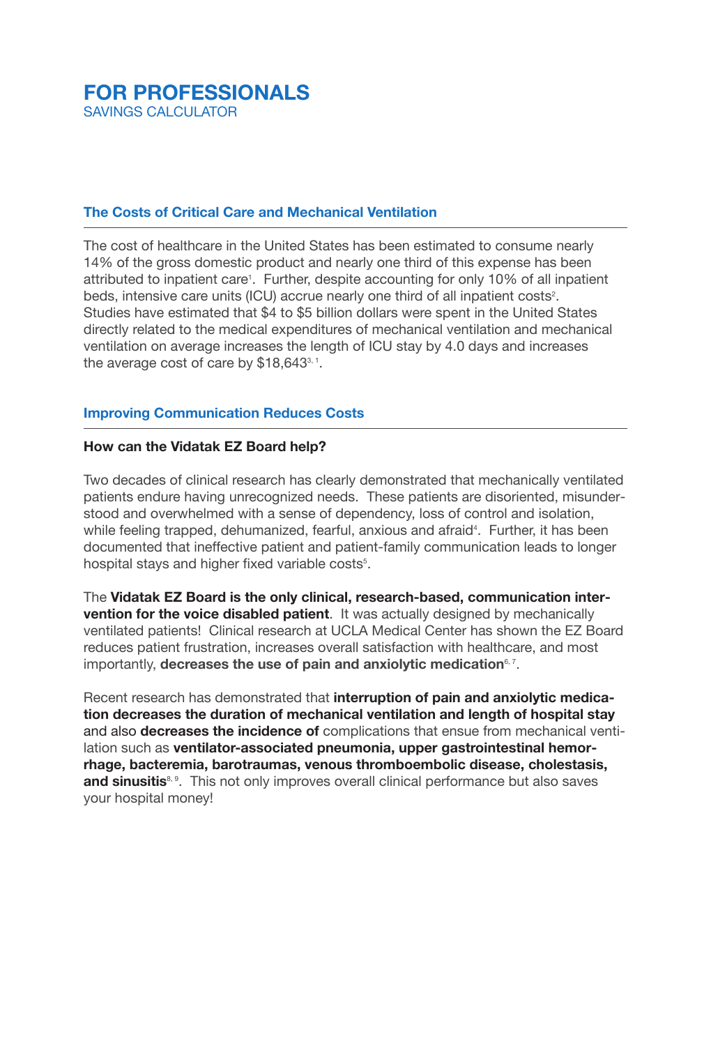# FOR PROFESSIONALS

SAVINGS CALCULATOR

## The Costs of Critical Care and Mechanical Ventilation

The cost of healthcare in the United States has been estimated to consume nearly 14% of the gross domestic product and nearly one third of this expense has been attributed to inpatient care[1]. Further, despite accounting for only 10% of all inpatient beds, intensive care units (ICU) accrue nearly one third of all inpatient costs[2]. Studies have estimated that $4 to $5 billion dollars were spent in the United States directly related to the medical expenditures of mechanical ventilation and mechanical ventilation on average increases the length of ICU stay by 4.0 days and increases the average cost of care by $18,643[3, 1].

## Improving Communication Reduces Costs

**How can the Vidatak EZ Board help?**

Two decades of clinical research has clearly demonstrated that mechanically ventilated patients endure having unrecognized needs. These patients are disoriented, misunderstood and overwhelmed with a sense of dependency, loss of control and isolation, while feeling trapped, dehumanized, fearful, anxious and afraid[4]. Further, it has been documented that ineffective patient and patient-family communication leads to longer hospital stays and higher fixed variable costs[5].

The **Vidatak EZ Board is the only clinical, research-based, communication intervention for the voice disabled patient**. It was actually designed by mechanically ventilated patients! Clinical research at UCLA Medical Center has shown the EZ Board reduces patient frustration, increases overall satisfaction with healthcare, and most importantly, **decreases the use of pain and anxiolytic medication**[6, 7].

Recent research has demonstrated that **interruption of pain and anxiolytic medication decreases the duration of mechanical ventilation and length of hospital stay** and also **decreases the incidence of** complications that ensue from mechanical ventilation such as **ventilator-associated pneumonia, upper gastrointestinal hemorrhage, bacteremia, barotraumas, venous thromboembolic disease, cholestasis, and sinusitis**[8, 9]. This not only improves overall clinical performance but also saves your hospital money!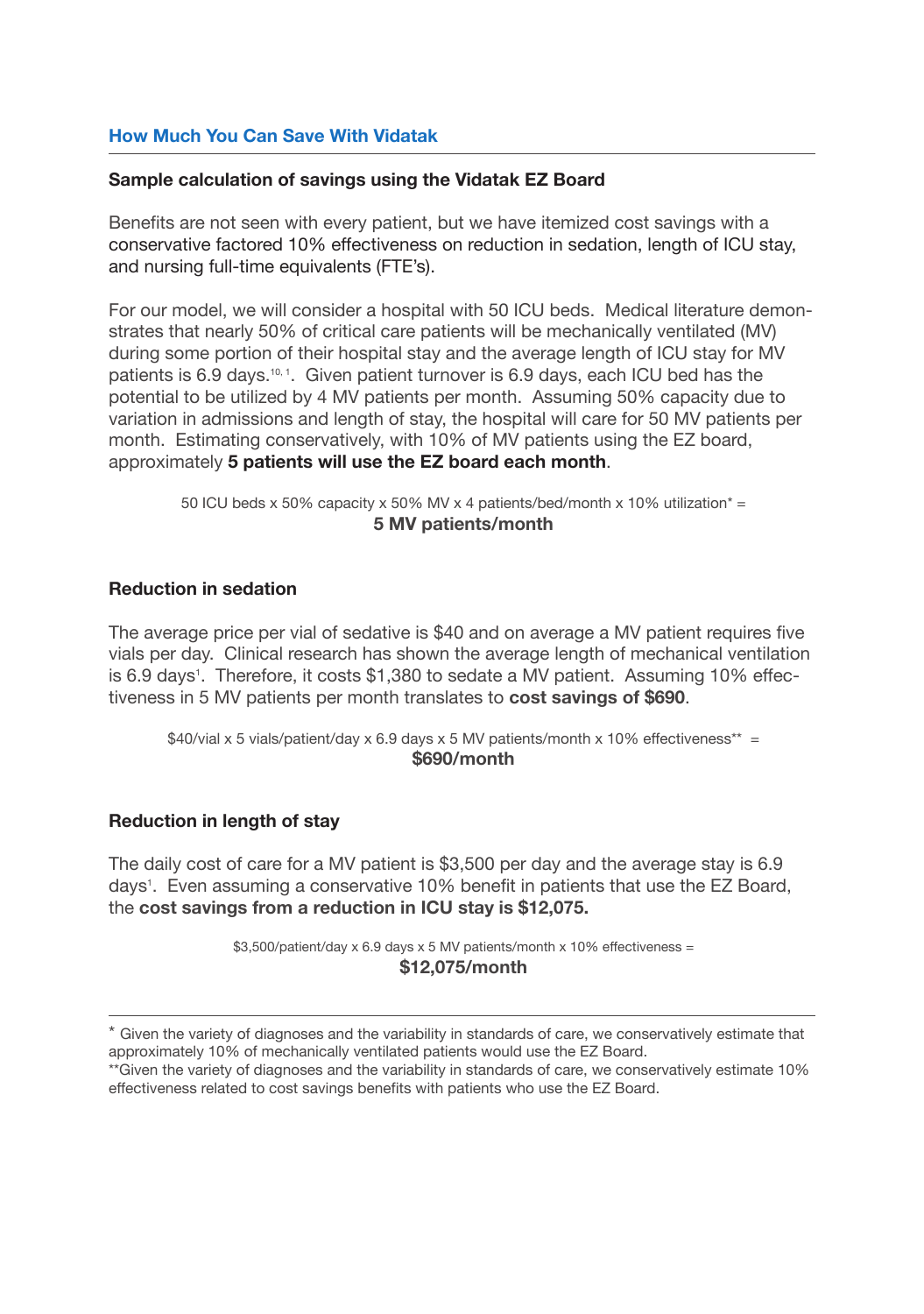## How Much You Can Save With Vidatak

### Sample calculation of savings using the Vidatak EZ Board

Benefits are not seen with every patient, but we have itemized cost savings with a conservative factored 10% effectiveness on reduction in sedation, length of ICU stay, and nursing full-time equivalents (FTE's).

For our model, we will consider a hospital with 50 ICU beds. Medical literature demonstrates that nearly 50% of critical care patients will be mechanically ventilated (MV) during some portion of their hospital stay and the average length of ICU stay for MV patients is 6.9 days.[10, 1]. Given patient turnover is 6.9 days, each ICU bed has the potential to be utilized by 4 MV patients per month. Assuming 50% capacity due to variation in admissions and length of stay, the hospital will care for 50 MV patients per month. Estimating conservatively, with 10% of MV patients using the EZ board, approximately **5 patients will use the EZ board each month**.

50 ICU beds x 50% capacity x 50% MV x 4 patients/bed/month x 10% utilization* =
**5 MV patients/month**

### Reduction in sedation

The average price per vial of sedative is $40 and on average a MV patient requires five vials per day. Clinical research has shown the average length of mechanical ventilation is 6.9 days[1]. Therefore, it costs $1,380 to sedate a MV patient. Assuming 10% effectiveness in 5 MV patients per month translates to **cost savings of $690**.

$40/vial x 5 vials/patient/day x 6.9 days x 5 MV patients/month x 10% effectiveness** =
**$690/month**

### Reduction in length of stay

The daily cost of care for a MV patient is $3,500 per day and the average stay is 6.9 days[1]. Even assuming a conservative 10% benefit in patients that use the EZ Board, the **cost savings from a reduction in ICU stay is $12,075.**

$3,500/patient/day x 6.9 days x 5 MV patients/month x 10% effectiveness =
**$12,075/month**

---

\* Given the variety of diagnoses and the variability in standards of care, we conservatively estimate that approximately 10% of mechanically ventilated patients would use the EZ Board.
\*\*Given the variety of diagnoses and the variability in standards of care, we conservatively estimate 10% effectiveness related to cost savings benefits with patients who use the EZ Board.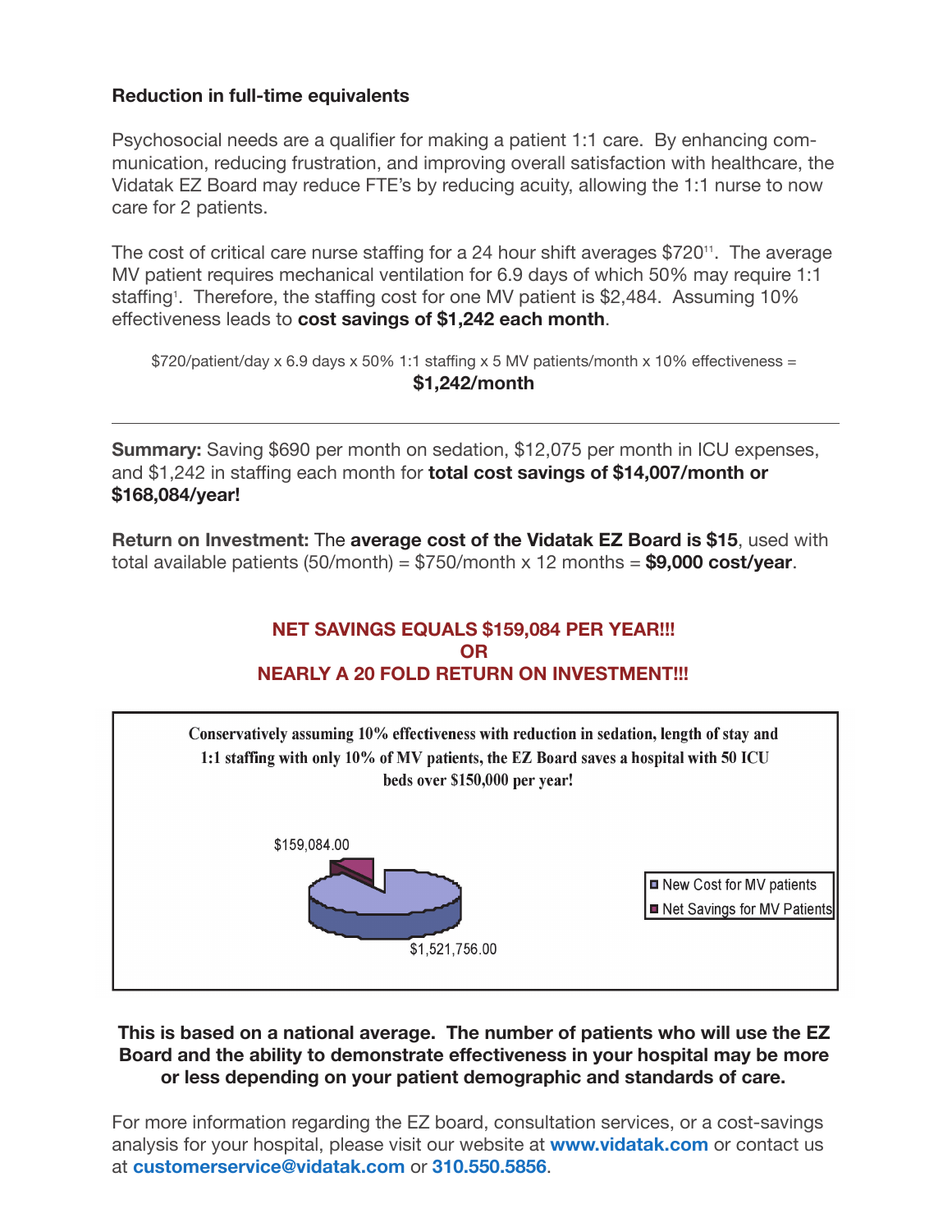**Reduction in full-time equivalents**

Psychosocial needs are a qualifier for making a patient 1:1 care. By enhancing communication, reducing frustration, and improving overall satisfaction with healthcare, the Vidatak EZ Board may reduce FTE's by reducing acuity, allowing the 1:1 nurse to now care for 2 patients.

The cost of critical care nurse staffing for a 24 hour shift averages $720[11]. The average MV patient requires mechanical ventilation for 6.9 days of which 50% may require 1:1 staffing[1]. Therefore, the staffing cost for one MV patient is $2,484. Assuming 10% effectiveness leads to **cost savings of $1,242 each month**.

$720/patient/day x 6.9 days x 50% 1:1 staffing x 5 MV patients/month x 10% effectiveness =
**$1,242/month**

---

**Summary:** Saving $690 per month on sedation, $12,075 per month in ICU expenses, and $1,242 in staffing each month for **total cost savings of $14,007/month or $168,084/year!**

**Return on Investment:** The **average cost of the Vidatak EZ Board is $15**, used with total available patients (50/month) = $750/month x 12 months = **$9,000 cost/year**.

**NET SAVINGS EQUALS $159,084 PER YEAR!!!**
**OR**
**NEARLY A 20 FOLD RETURN ON INVESTMENT!!!**

**Conservatively assuming 10% effectiveness with reduction in sedation, length of stay and 1:1 staffing with only 10% of MV patients, the EZ Board saves a hospital with 50 ICU beds over $150,000 per year!**

$159,084.00

$1,521,756.00

- New Cost for MV patients
- Net Savings for MV Patients

**This is based on a national average. The number of patients who will use the EZ Board and the ability to demonstrate effectiveness in your hospital may be more or less depending on your patient demographic and standards of care.**

For more information regarding the EZ board, consultation services, or a cost-savings analysis for your hospital, please visit our website at **www.vidatak.com** or contact us at **customerservice@vidatak.com** or **310.550.5856**.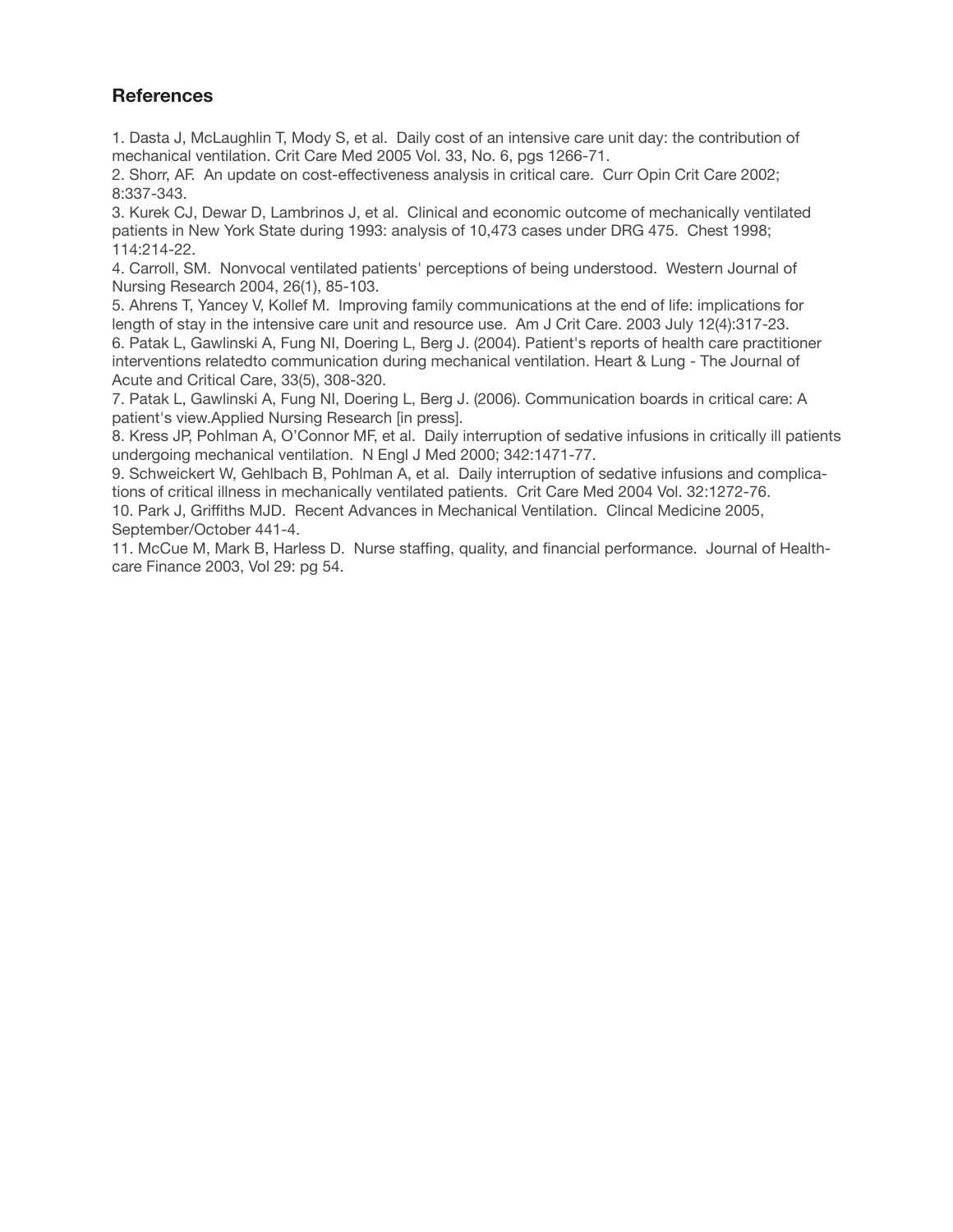## References

1. Dasta J, McLaughlin T, Mody S, et al. Daily cost of an intensive care unit day: the contribution of mechanical ventilation. Crit Care Med 2005 Vol. 33, No. 6, pgs 1266-71.
2. Shorr, AF. An update on cost-effectiveness analysis in critical care. Curr Opin Crit Care 2002; 8:337-343.
3. Kurek CJ, Dewar D, Lambrinos J, et al. Clinical and economic outcome of mechanically ventilated patients in New York State during 1993: analysis of 10,473 cases under DRG 475. Chest 1998; 114:214-22.
4. Carroll, SM. Nonvocal ventilated patients' perceptions of being understood. Western Journal of Nursing Research 2004, 26(1), 85-103.
5. Ahrens T, Yancey V, Kollef M. Improving family communications at the end of life: implications for length of stay in the intensive care unit and resource use. Am J Crit Care. 2003 July 12(4):317-23.
6. Patak L, Gawlinski A, Fung NI, Doering L, Berg J. (2004). Patient's reports of health care practitioner interventions relatedto communication during mechanical ventilation. Heart & Lung - The Journal of Acute and Critical Care, 33(5), 308-320.
7. Patak L, Gawlinski A, Fung NI, Doering L, Berg J. (2006). Communication boards in critical care: A patient's view.Applied Nursing Research [in press].
8. Kress JP, Pohlman A, O'Connor MF, et al. Daily interruption of sedative infusions in critically ill patients undergoing mechanical ventilation. N Engl J Med 2000; 342:1471-77.
9. Schweickert W, Gehlbach B, Pohlman A, et al. Daily interruption of sedative infusions and complications of critical illness in mechanically ventilated patients. Crit Care Med 2004 Vol. 32:1272-76.
10. Park J, Griffiths MJD. Recent Advances in Mechanical Ventilation. Clincal Medicine 2005, September/October 441-4.
11. McCue M, Mark B, Harless D. Nurse staffing, quality, and financial performance. Journal of Healthcare Finance 2003, Vol 29: pg 54.